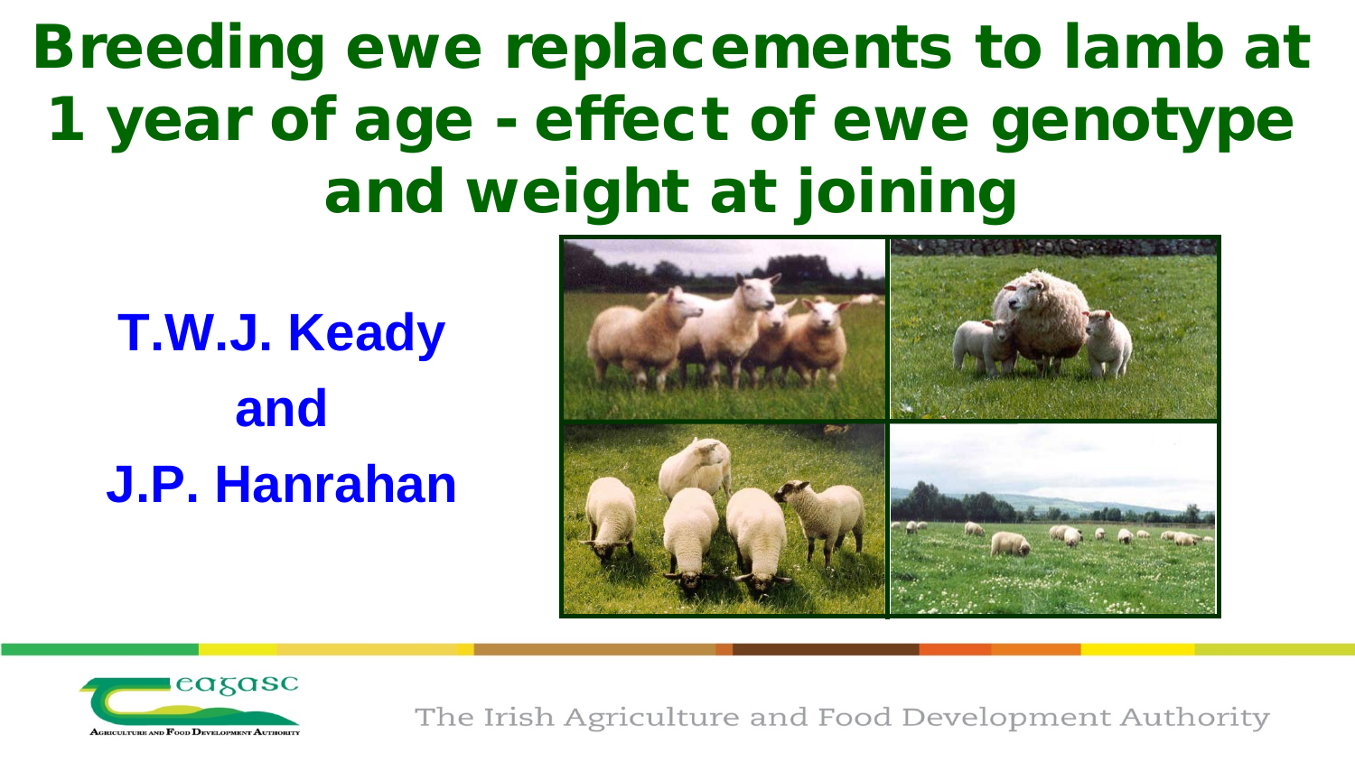# Breeding ewe replacements to lamb at 1 year of age - effect of ewe genotype and weight at joining

**T.W.J. Keady**

**and**

**J.P. Hanrahan**

Teagasc

Agriculture and Food Development Authority

The Irish Agriculture and Food Development Authority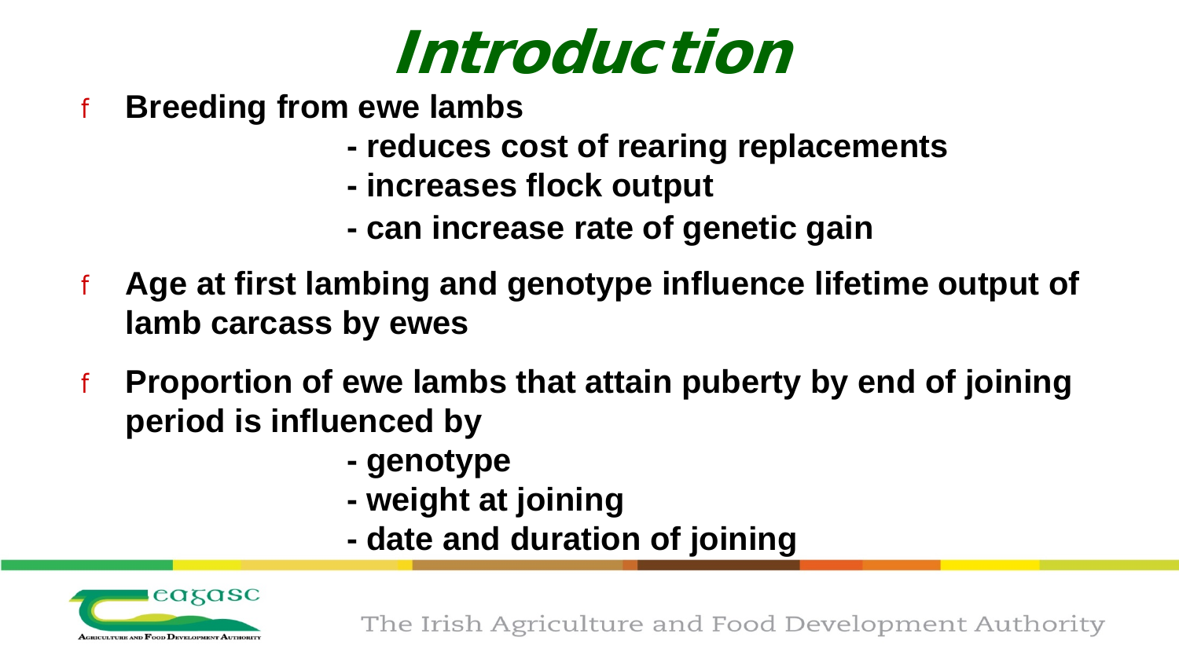# Introduction

- **Breeding from ewe lambs**
  - **reduces cost of rearing replacements**
  - **increases flock output**
  - **can increase rate of genetic gain**
- **Age at first lambing and genotype influence lifetime output of lamb carcass by ewes**
- **Proportion of ewe lambs that attain puberty by end of joining period is influenced by**
  - **genotype**
  - **weight at joining**
  - **date and duration of joining**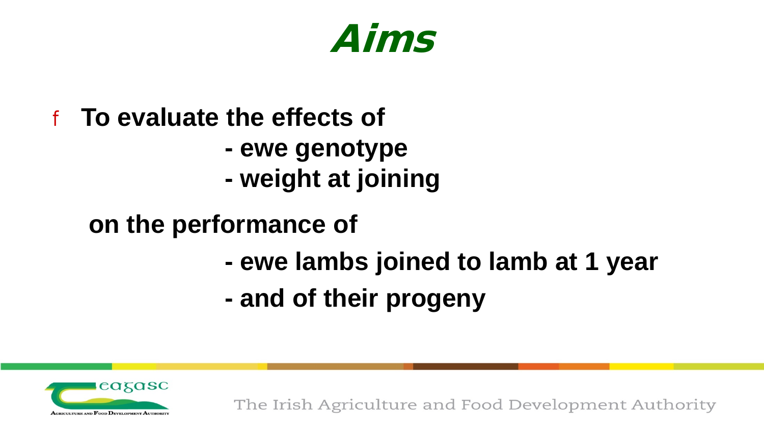# Aims

- **To evaluate the effects of**
  - **- ewe genotype**
  - **- weight at joining**

  **on the performance of**
  - **- ewe lambs joined to lamb at 1 year**
  - **- and of their progeny**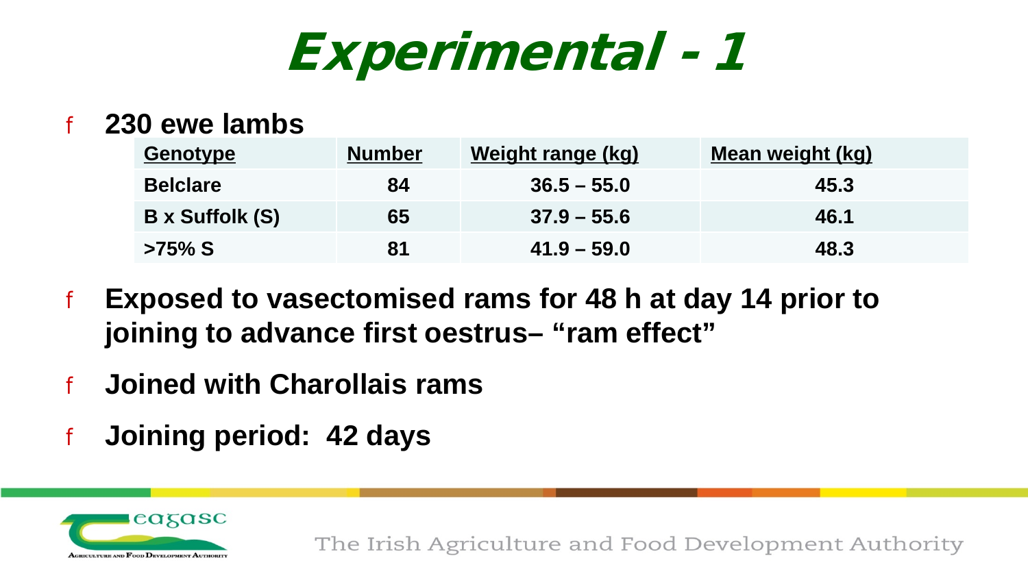# Experimental - 1

- **230 ewe lambs**

| Genotype | Number | Weight range (kg) | Mean weight (kg) |
|---|---|---|---|
| Belclare | 84 | 36.5 – 55.0 | 45.3 |
| B x Suffolk (S) | 65 | 37.9 – 55.6 | 46.1 |
| >75% S | 81 | 41.9 – 59.0 | 48.3 |

- **Exposed to vasectomised rams for 48 h at day 14 prior to joining to advance first oestrus– “ram effect”**
- **Joined with Charollais rams**
- **Joining period: 42 days**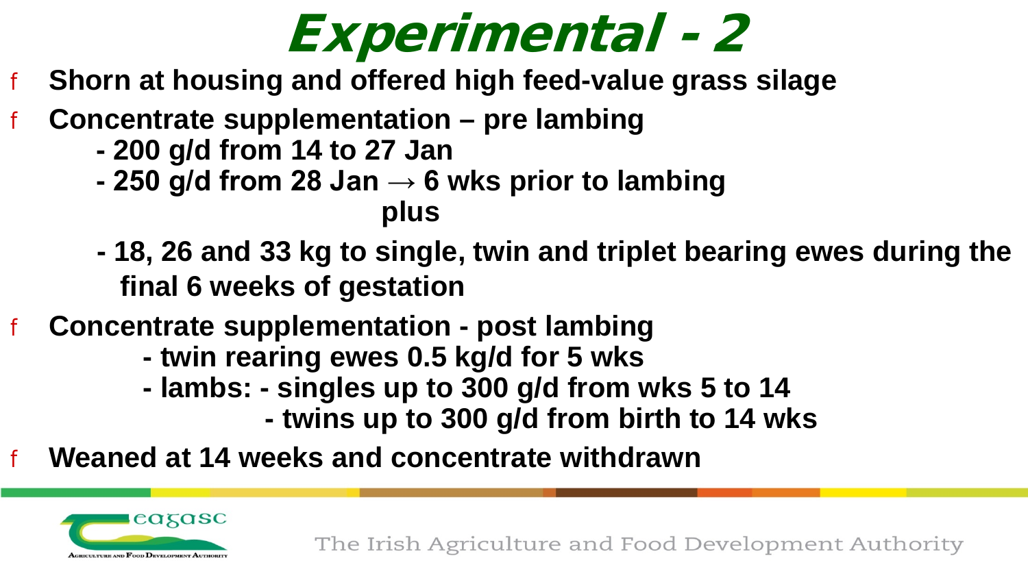# Experimental - 2

- Shorn at housing and offered high feed-value grass silage
- Concentrate supplementation – pre lambing
  - 200 g/d from 14 to 27 Jan
  - 250 g/d from 28 Jan → 6 wks prior to lambing

    plus

  - 18, 26 and 33 kg to single, twin and triplet bearing ewes during the final 6 weeks of gestation
- Concentrate supplementation - post lambing
  - twin rearing ewes 0.5 kg/d for 5 wks
  - lambs:
    - singles up to 300 g/d from wks 5 to 14
    - twins up to 300 g/d from birth to 14 wks
- Weaned at 14 weeks and concentrate withdrawn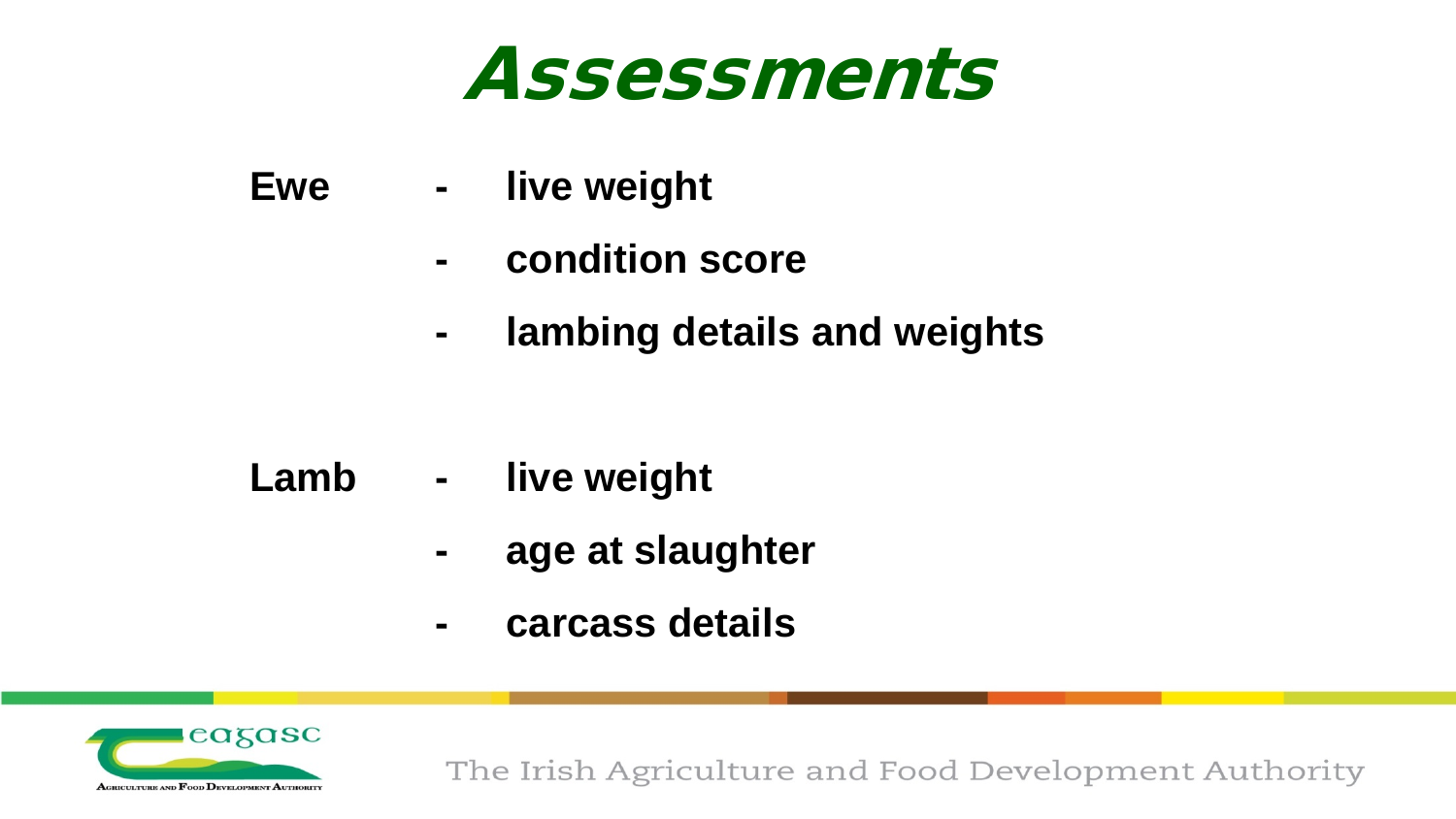# Assessments

**Ewe**
- **live weight**
- **condition score**
- **lambing details and weights**

**Lamb**
- **live weight**
- **age at slaughter**
- **carcass details**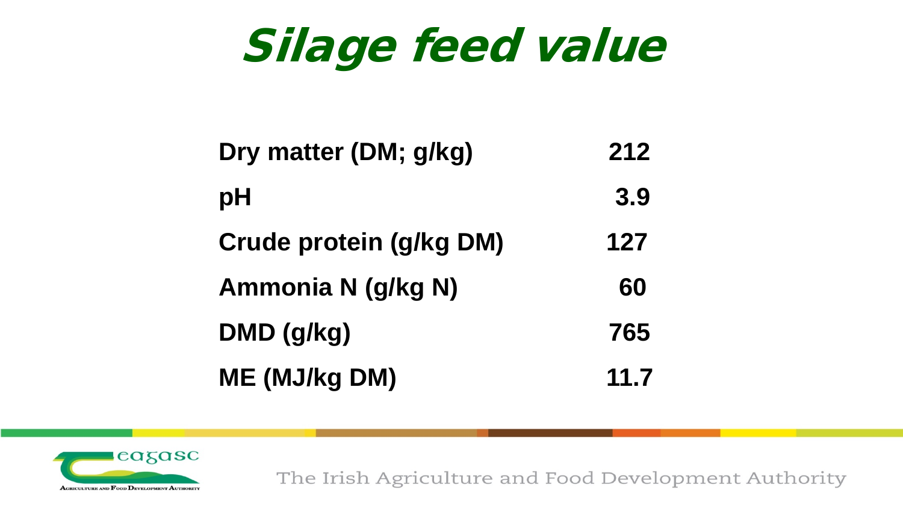# Silage feed value

| | |
|---|---|
| Dry matter (DM; g/kg) | 212 |
| pH | 3.9 |
| Crude protein (g/kg DM) | 127 |
| Ammonia N (g/kg N) | 60 |
| DMD (g/kg) | 765 |
| ME (MJ/kg DM) | 11.7 |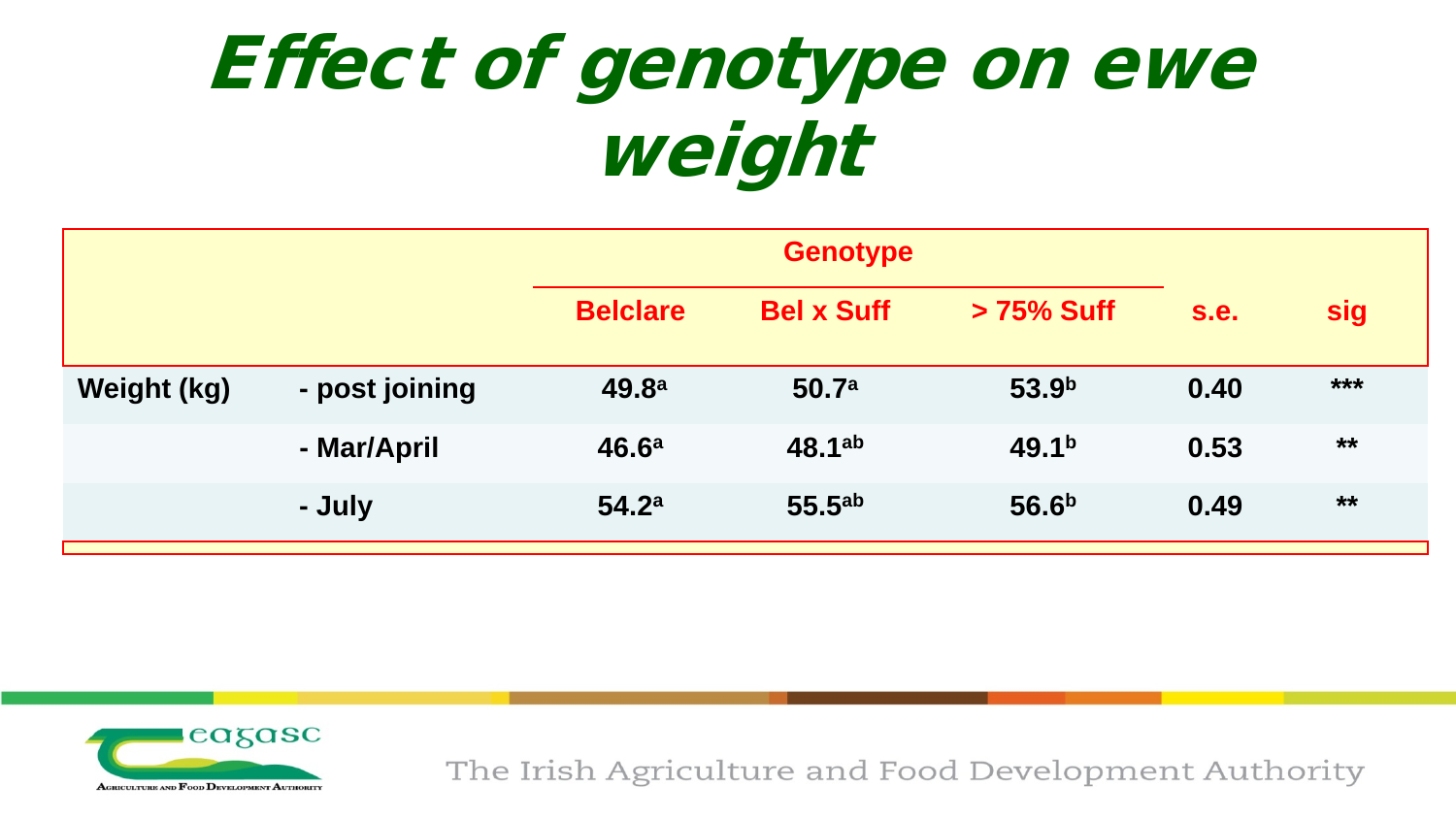# Effect of genotype on ewe weight

| | | Genotype | | | | |
|---|---|---|---|---|---|---|
| | | Belclare | Bel x Suff | > 75% Suff | s.e. | sig |
| Weight (kg) | - post joining | 49.8[a] | 50.7[a] | 53.9[b] | 0.40 | *** |
| | - Mar/April | 46.6[a] | 48.1[ab] | 49.1[b] | 0.53 | ** |
| | - July | 54.2[a] | 55.5[ab] | 56.6[b] | 0.49 | ** |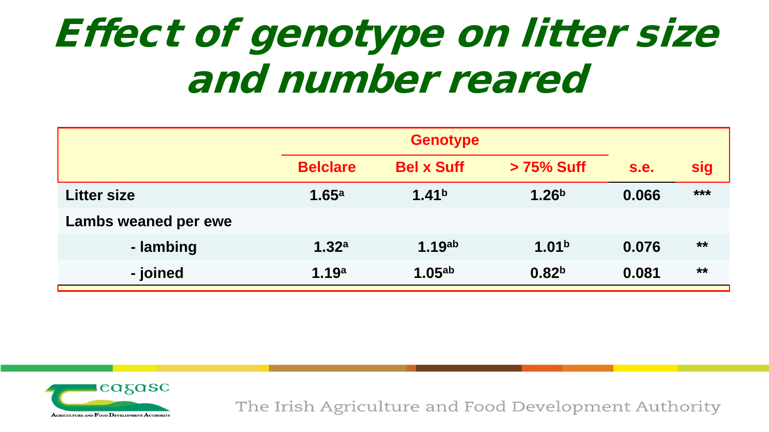# Effect of genotype on litter size and number reared

| | Genotype | | | s.e. | sig |
|---|---|---|---|---|---|
| | Belclare | Bel x Suff | > 75% Suff | | |
| Litter size | 1.65[a] | 1.41[b] | 1.26[b] | 0.066 | *** |
| Lambs weaned per ewe | | | | | |
| - lambing | 1.32[a] | 1.19[ab] | 1.01[b] | 0.076 | ** |
| - joined | 1.19[a] | 1.05[ab] | 0.82[b] | 0.081 | ** |

Teagasc
Agriculture and Food Development Authority

The Irish Agriculture and Food Development Authority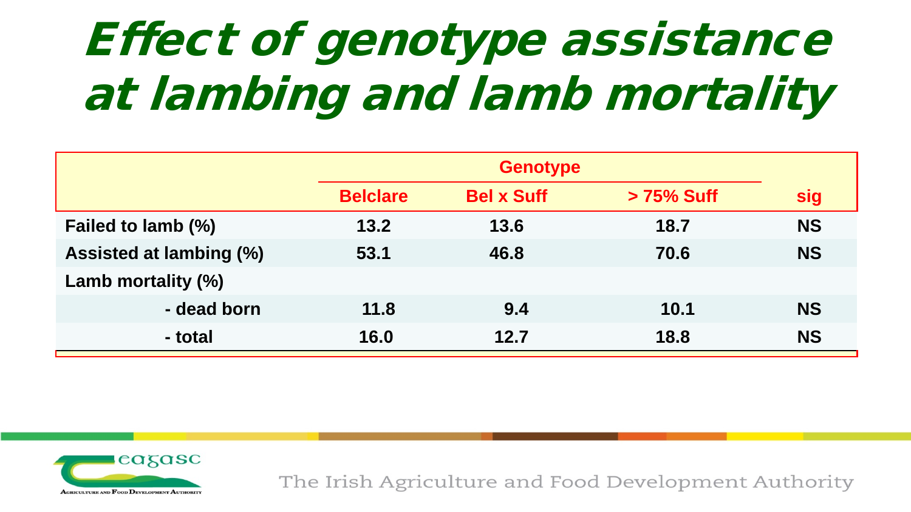# Effect of genotype assistance at lambing and lamb mortality

| | Genotype | | | |
|---|---|---|---|---|
| | Belclare | Bel x Suff | > 75% Suff | sig |
| **Failed to lamb (%)** | 13.2 | 13.6 | 18.7 | NS |
| **Assisted at lambing (%)** | 53.1 | 46.8 | 70.6 | NS |
| **Lamb mortality (%)** | | | | |
| - dead born | 11.8 | 9.4 | 10.1 | NS |
| - total | 16.0 | 12.7 | 18.8 | NS |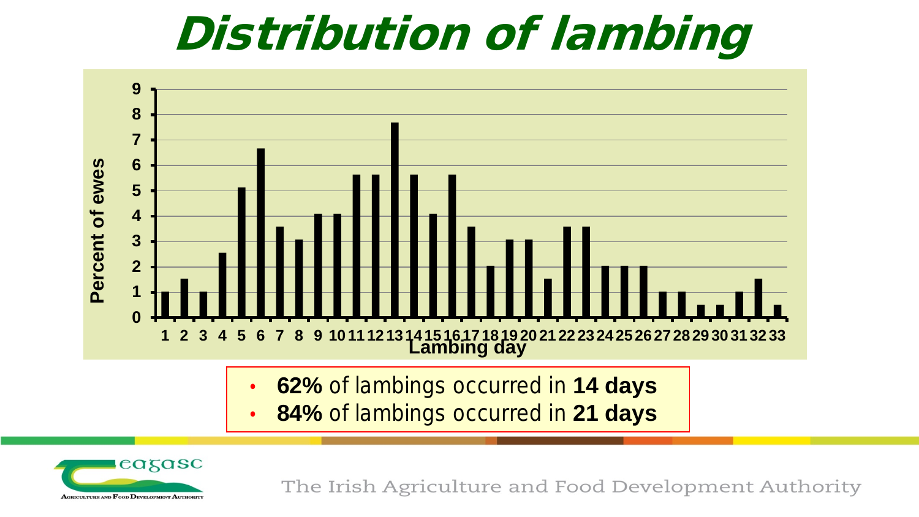# Distribution of lambing

- **62%** of lambings occurred in **14 days**
- **84%** of lambings occurred in **21 days**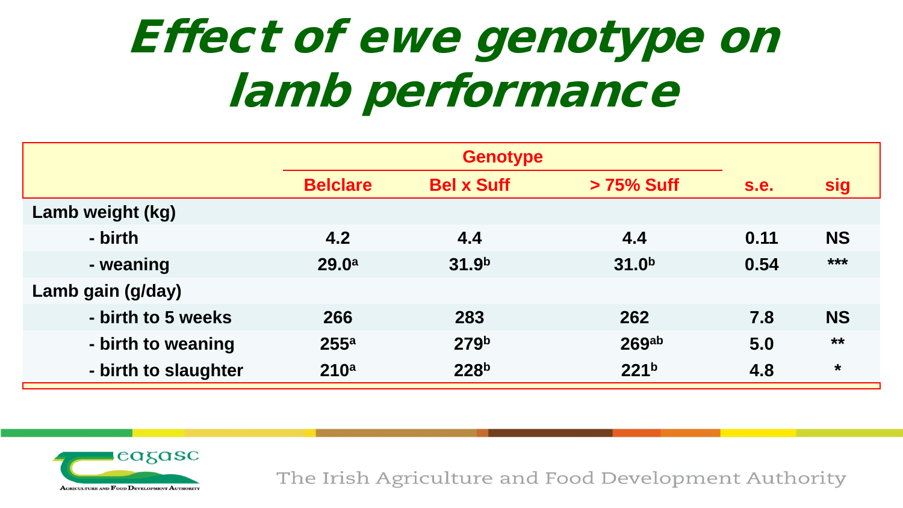# Effect of ewe genotype on lamb performance

| | Genotype | | | | |
|---|---|---|---|---|---|
| | Belclare | Bel x Suff | > 75% Suff | s.e. | sig |
| **Lamb weight (kg)** | | | | | |
| - birth | 4.2 | 4.4 | 4.4 | 0.11 | NS |
| - weaning | 29.0$^{a}$ | 31.9$^{b}$ | 31.0$^{b}$ | 0.54 | *** |
| **Lamb gain (g/day)** | | | | | |
| - birth to 5 weeks | 266 | 283 | 262 | 7.8 | NS |
| - birth to weaning | 255$^{a}$ | 279$^{b}$ | 269$^{ab}$ | 5.0 | ** |
| - birth to slaughter | 210$^{a}$ | 228$^{b}$ | 221$^{b}$ | 4.8 | * |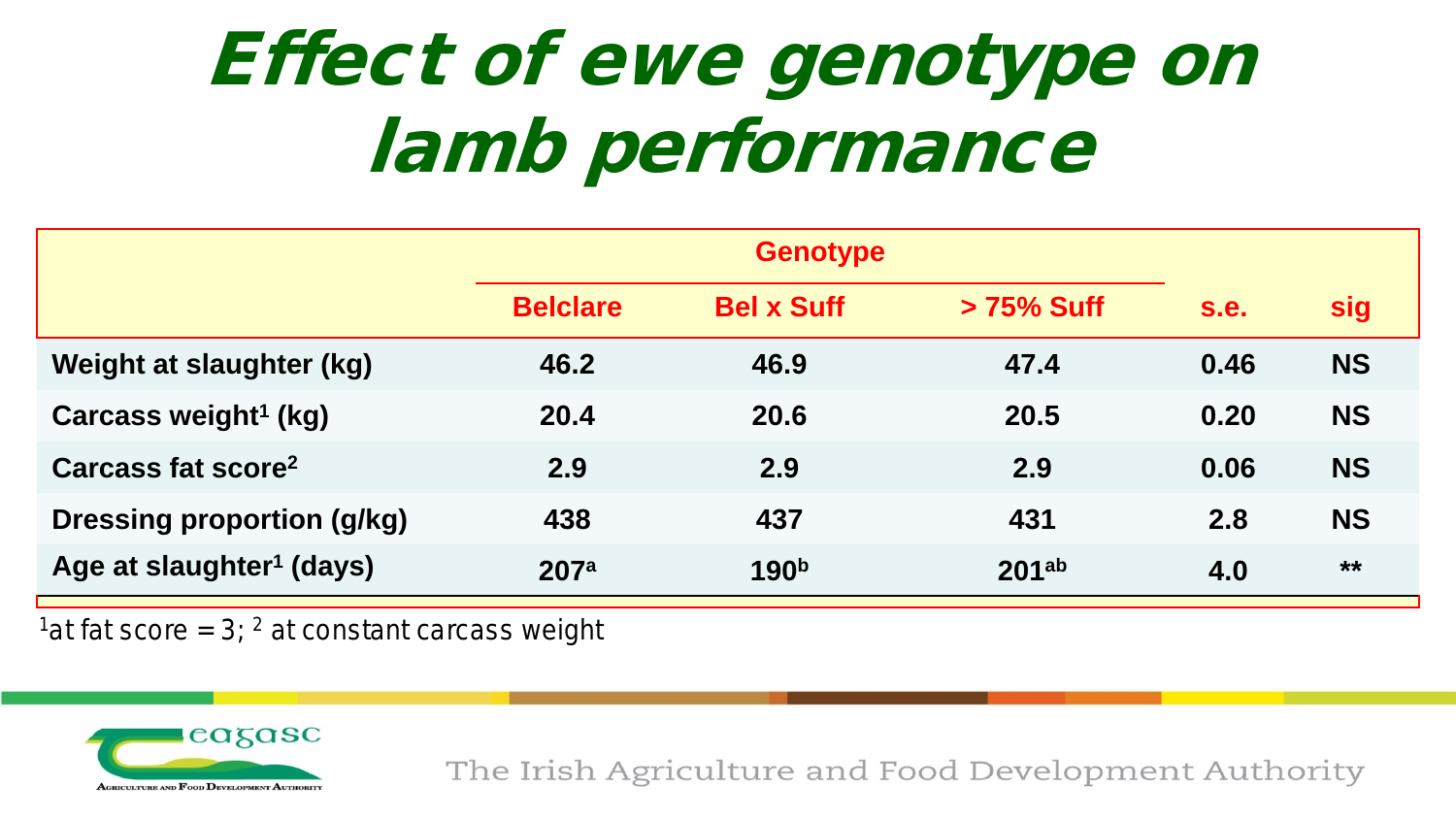# Effect of ewe genotype on lamb performance

| | Genotype | | | | |
|---|---|---|---|---|---|
| | Belclare | Bel x Suff | > 75% Suff | s.e. | sig |
| Weight at slaughter (kg) | 46.2 | 46.9 | 47.4 | 0.46 | NS |
| Carcass weight[1] (kg) | 20.4 | 20.6 | 20.5 | 0.20 | NS |
| Carcass fat score[2] | 2.9 | 2.9 | 2.9 | 0.06 | NS |
| Dressing proportion (g/kg) | 438 | 437 | 431 | 2.8 | NS |
| Age at slaughter[1] (days) | 207[a] | 190[b] | 201[ab] | 4.0 | ** |

[1]at fat score = 3; [2] at constant carcass weight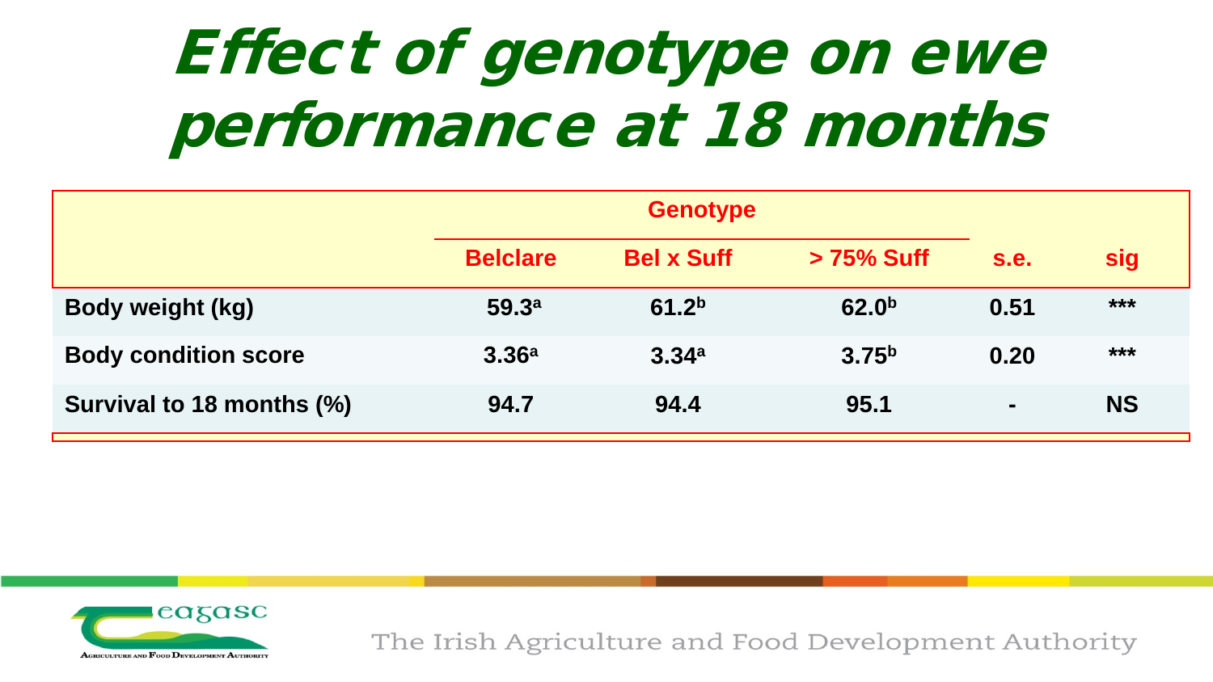# Effect of genotype on ewe performance at 18 months

| | Genotype | | | | |
|---|---|---|---|---|---|
| | Belclare | Bel x Suff | > 75% Suff | s.e. | sig |
| Body weight (kg) | 59.3[a] | 61.2[b] | 62.0[b] | 0.51 | *** |
| Body condition score | 3.36[a] | 3.34[a] | 3.75[b] | 0.20 | *** |
| Survival to 18 months (%) | 94.7 | 94.4 | 95.1 | - | NS |

The Irish Agriculture and Food Development Authority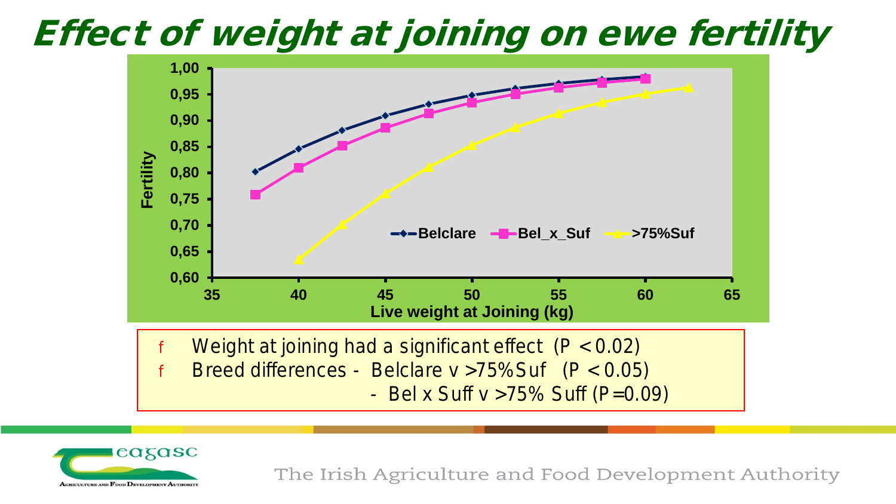# Effect of weight at joining on ewe fertility

- Weight at joining had a significant effect ($P < 0.02$)
- Breed differences - Belclare v >75% Suf ($P < 0.05$)
  - Bel x Suff v >75% Suff ($P = 0.09$)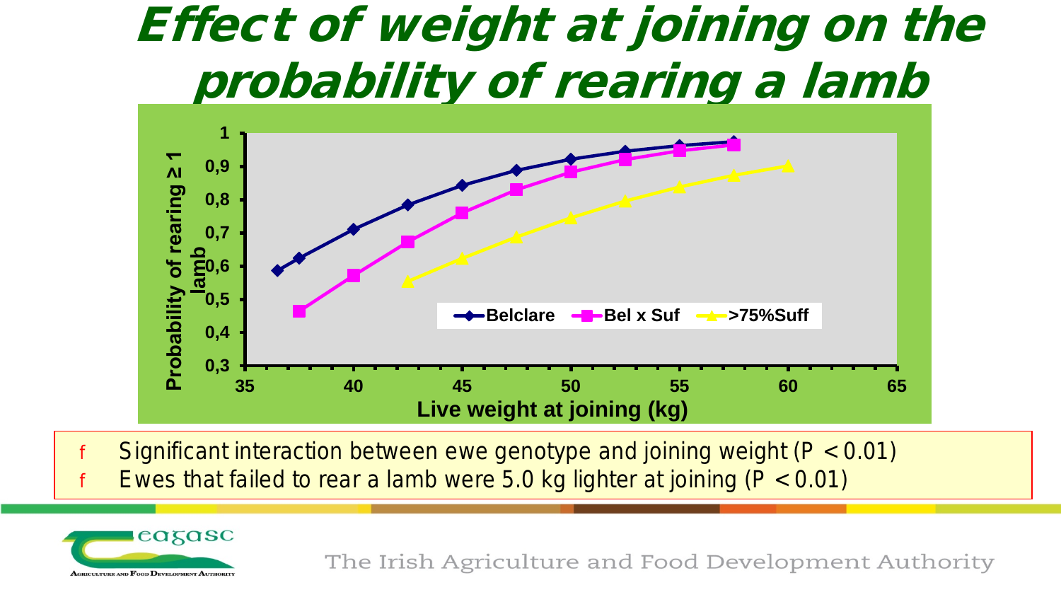# Effect of weight at joining on the probability of rearing a lamb

- Significant interaction between ewe genotype and joining weight ($P < 0.01$)
- Ewes that failed to rear a lamb were 5.0 kg lighter at joining ($P < 0.01$)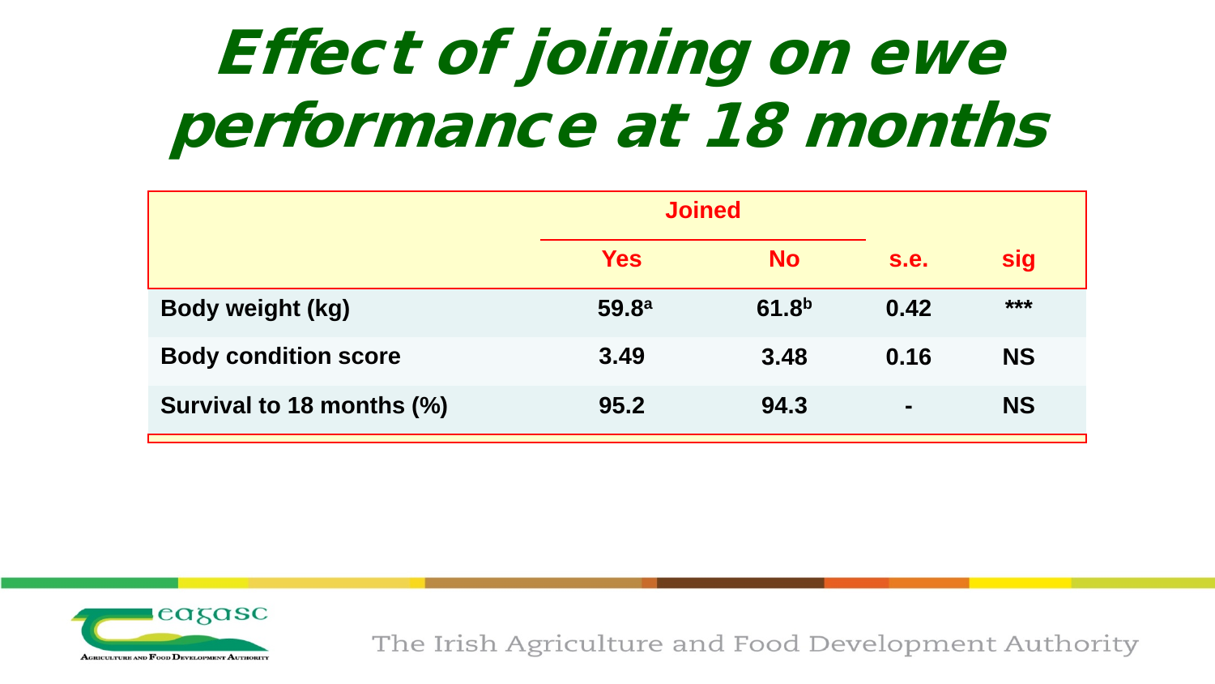# Effect of joining on ewe performance at 18 months

| | Joined | | | |
|---|---|---|---|---|
| | Yes | No | s.e. | sig |
| **Body weight (kg)** | 59.8[a] | 61.8[b] | 0.42 | *** |
| **Body condition score** | 3.49 | 3.48 | 0.16 | NS |
| **Survival to 18 months (%)** | 95.2 | 94.3 | - | NS |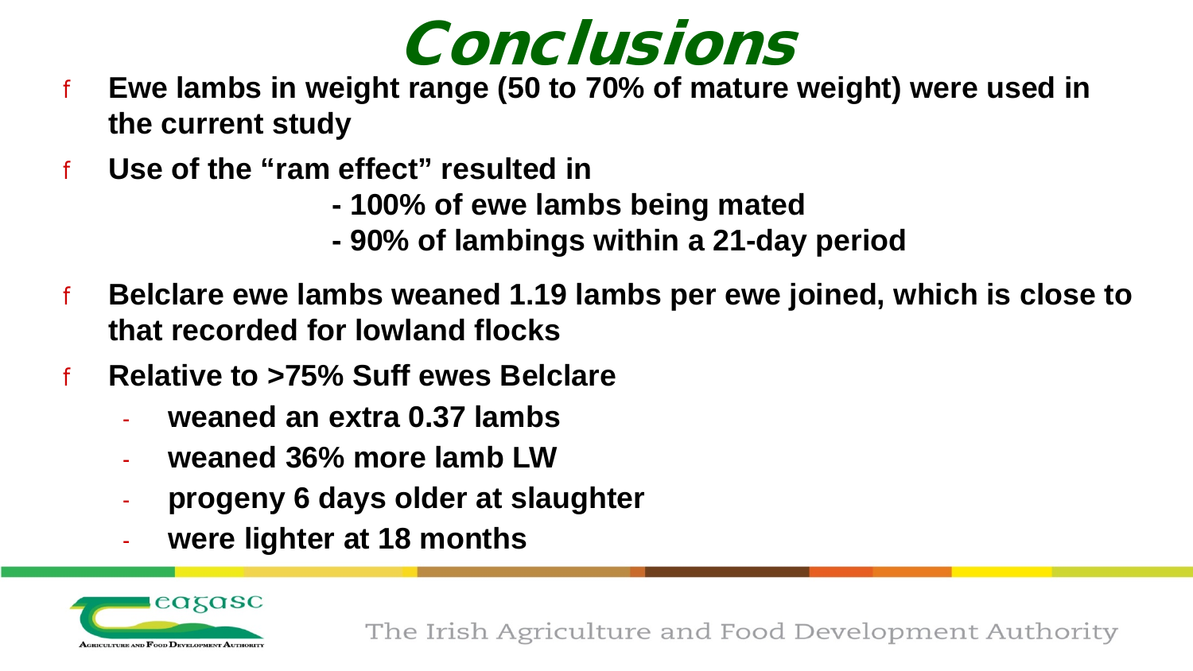# Conclusions

- Ewe lambs in weight range (50 to 70% of mature weight) were used in the current study
- Use of the "ram effect" resulted in
  - 100% of ewe lambs being mated
  - 90% of lambings within a 21-day period
- Belclare ewe lambs weaned 1.19 lambs per ewe joined, which is close to that recorded for lowland flocks
- Relative to >75% Suff ewes Belclare
  - weaned an extra 0.37 lambs
  - weaned 36% more lamb LW
  - progeny 6 days older at slaughter
  - were lighter at 18 months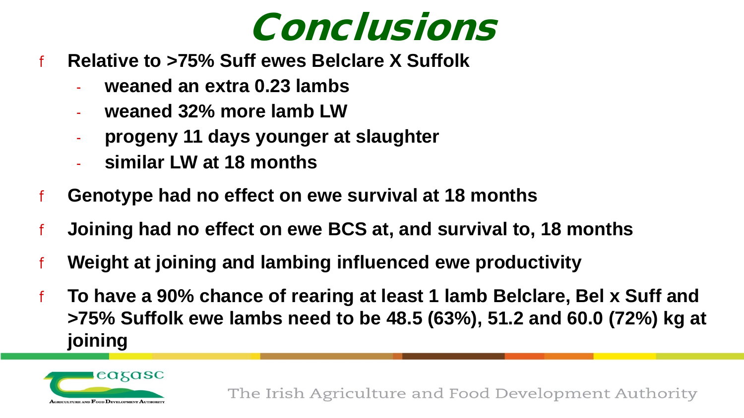# Conclusions

- **Relative to >75% Suff ewes Belclare X Suffolk**
  - **weaned an extra 0.23 lambs**
  - **weaned 32% more lamb LW**
  - **progeny 11 days younger at slaughter**
  - **similar LW at 18 months**
- **Genotype had no effect on ewe survival at 18 months**
- **Joining had no effect on ewe BCS at, and survival to, 18 months**
- **Weight at joining and lambing influenced ewe productivity**
- **To have a 90% chance of rearing at least 1 lamb Belclare, Bel x Suff and >75% Suffolk ewe lambs need to be 48.5 (63%), 51.2 and 60.0 (72%) kg at joining**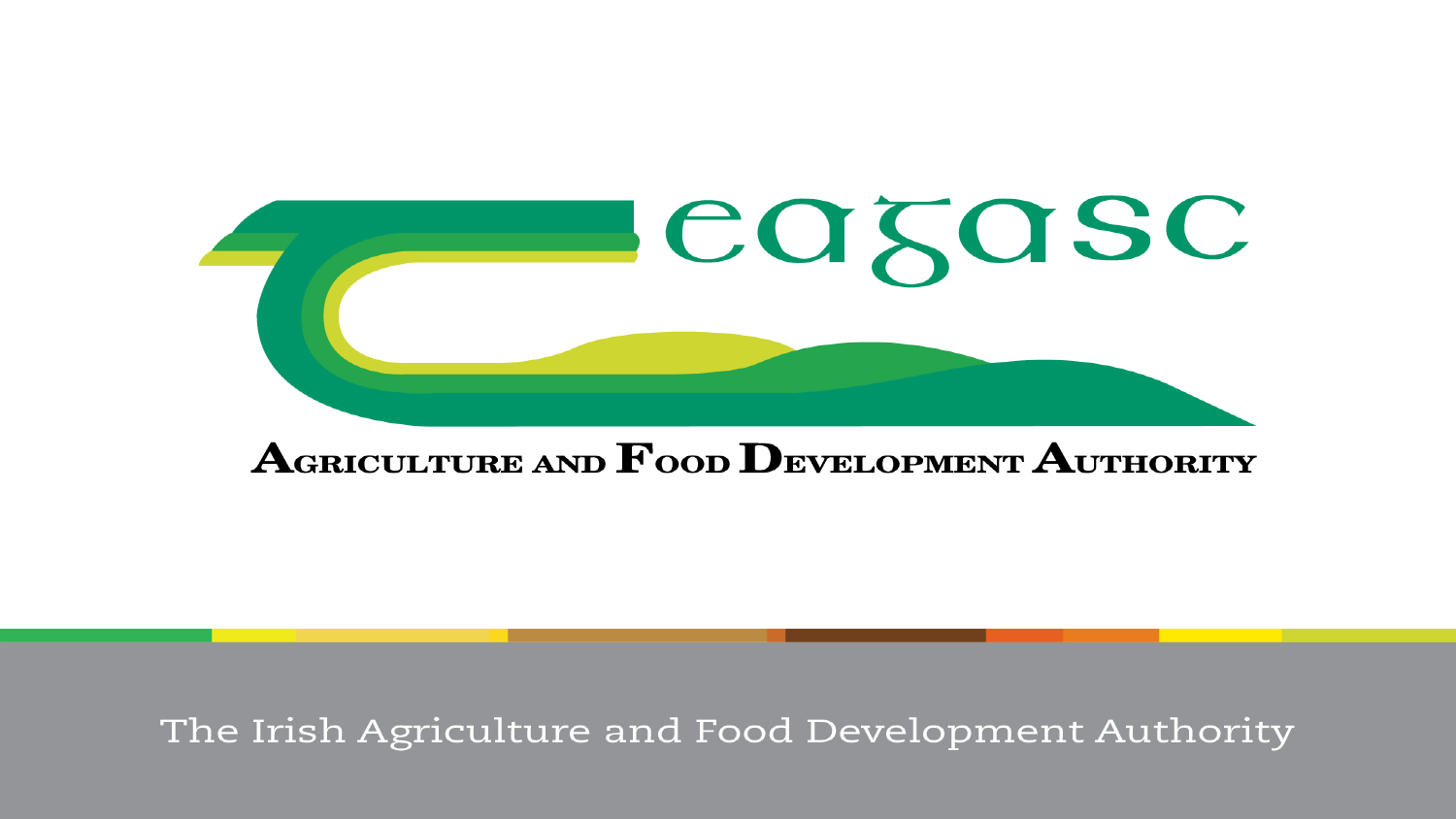Teagasc

Agriculture and Food Development Authority

The Irish Agriculture and Food Development Authority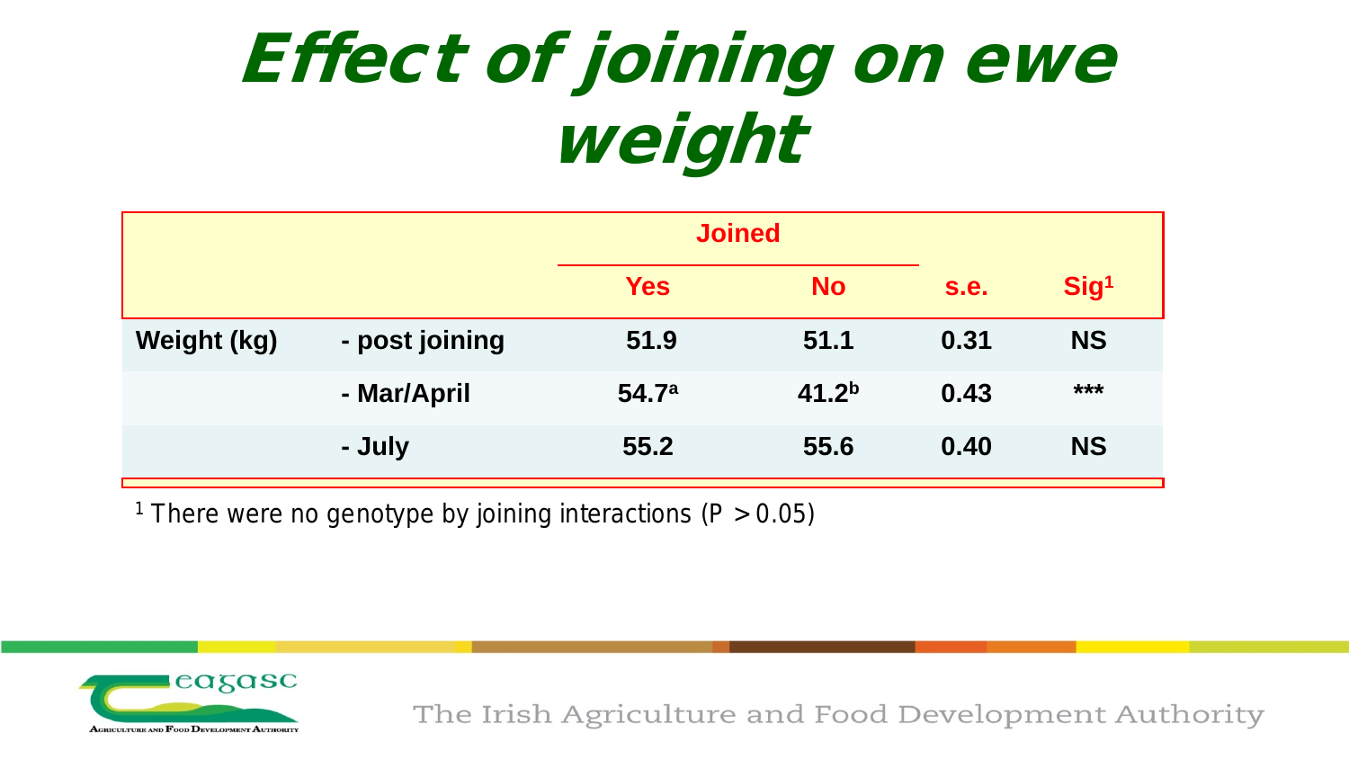# Effect of joining on ewe weight

| | | Joined | | | |
|---|---|---|---|---|---|
| | | Yes | No | s.e. | Sig[1] |
| Weight (kg) | - post joining | 51.9 | 51.1 | 0.31 | NS |
| | - Mar/April | 54.7[a] | 41.2[b] | 0.43 | *** |
| | - July | 55.2 | 55.6 | 0.40 | NS |

[1] There were no genotype by joining interactions ($P > 0.05$)